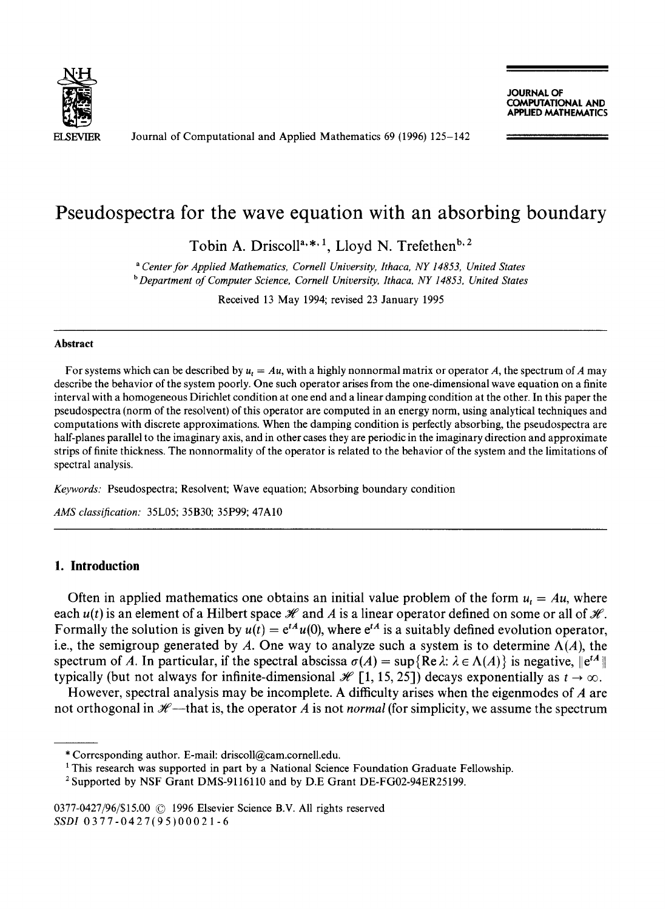# Pseudospectra for the wave equation with an absorbing boundary

Tobin A. Driscoll[a,*,1], Lloyd N. Trefethen[b,2]

[a] *Center for Applied Mathematics, Cornell University, Ithaca, NY 14853, United States*
[b] *Department of Computer Science, Cornell University, Ithaca, NY 14853, United States*

Received 13 May 1994; revised 23 January 1995

## Abstract

For systems which can be described by $u_t = Au$, with a highly nonnormal matrix or operator $A$, the spectrum of $A$ may describe the behavior of the system poorly. One such operator arises from the one-dimensional wave equation on a finite interval with a homogeneous Dirichlet condition at one end and a linear damping condition at the other. In this paper the pseudospectra (norm of the resolvent) of this operator are computed in an energy norm, using analytical techniques and computations with discrete approximations. When the damping condition is perfectly absorbing, the pseudospectra are half-planes parallel to the imaginary axis, and in other cases they are periodic in the imaginary direction and approximate strips of finite thickness. The nonnormality of the operator is related to the behavior of the system and the limitations of spectral analysis.

*Keywords:* Pseudospectra; Resolvent; Wave equation; Absorbing boundary condition

*AMS classification:* 35L05; 35B30; 35P99; 47A10

## 1. Introduction

Often in applied mathematics one obtains an initial value problem of the form $u_t = Au$, where each $u(t)$ is an element of a Hilbert space $\mathscr{H}$ and $A$ is a linear operator defined on some or all of $\mathscr{H}$. Formally the solution is given by $u(t) = e^{tA}u(0)$, where $e^{tA}$ is a suitably defined evolution operator, i.e., the semigroup generated by $A$. One way to analyze such a system is to determine $\Lambda(A)$, the spectrum of $A$. In particular, if the spectral abscissa $\sigma(A) = \sup\{\operatorname{Re}\lambda \colon \lambda \in \Lambda(A)\}$ is negative, $\|e^{tA}\|$ typically (but not always for infinite-dimensional $\mathscr{H}$ [1, 15, 25]) decays exponentially as $t \to \infty$.

However, spectral analysis may be incomplete. A difficulty arises when the eigenmodes of $A$ are not orthogonal in $\mathscr{H}$—that is, the operator $A$ is not *normal* (for simplicity, we assume the spectrum

---

\* Corresponding author. E-mail: driscoll@cam.cornell.edu.

[1] This research was supported in part by a National Science Foundation Graduate Fellowship.

[2] Supported by NSF Grant DMS-9116110 and by D.E Grant DE-FG02-94ER25199.

0377-0427/96/$15.00 © 1996 Elsevier Science B.V. All rights reserved
SSDI 0377-0427(95)00021-6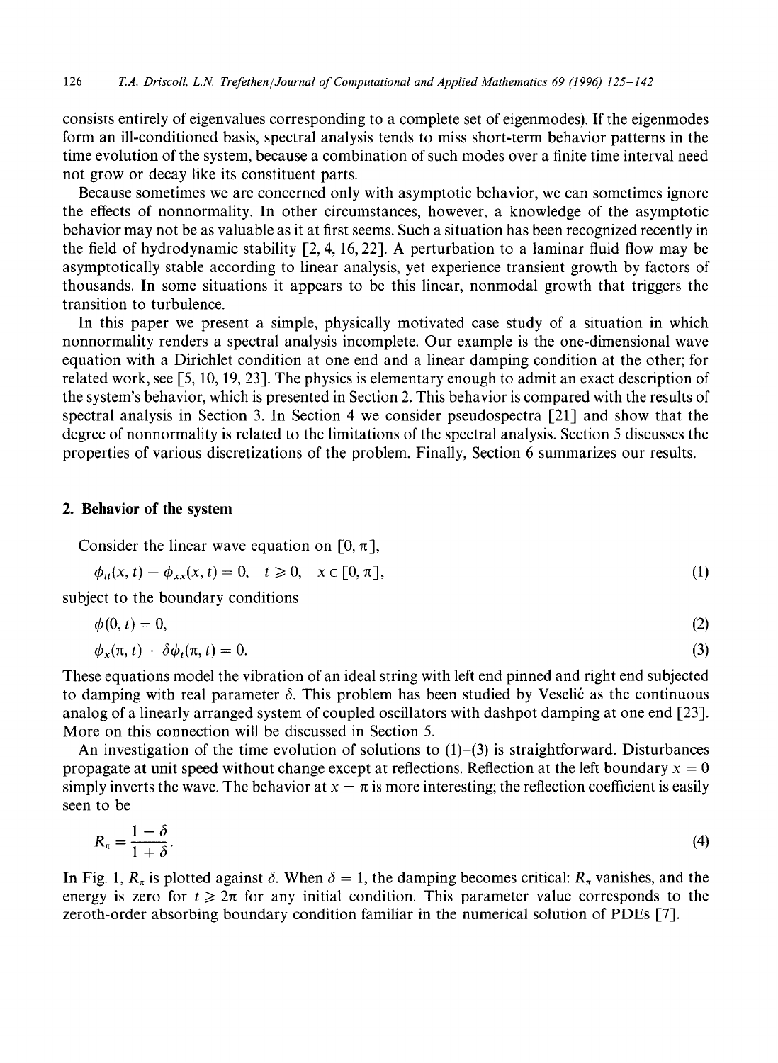consists entirely of eigenvalues corresponding to a complete set of eigenmodes). If the eigenmodes form an ill-conditioned basis, spectral analysis tends to miss short-term behavior patterns in the time evolution of the system, because a combination of such modes over a finite time interval need not grow or decay like its constituent parts.

Because sometimes we are concerned only with asymptotic behavior, we can sometimes ignore the effects of nonnormality. In other circumstances, however, a knowledge of the asymptotic behavior may not be as valuable as it at first seems. Such a situation has been recognized recently in the field of hydrodynamic stability [2, 4, 16, 22]. A perturbation to a laminar fluid flow may be asymptotically stable according to linear analysis, yet experience transient growth by factors of thousands. In some situations it appears to be this linear, nonmodal growth that triggers the transition to turbulence.

In this paper we present a simple, physically motivated case study of a situation in which nonnormality renders a spectral analysis incomplete. Our example is the one-dimensional wave equation with a Dirichlet condition at one end and a linear damping condition at the other; for related work, see [5, 10, 19, 23]. The physics is elementary enough to admit an exact description of the system's behavior, which is presented in Section 2. This behavior is compared with the results of spectral analysis in Section 3. In Section 4 we consider pseudospectra [21] and show that the degree of nonnormality is related to the limitations of the spectral analysis. Section 5 discusses the properties of various discretizations of the problem. Finally, Section 6 summarizes our results.

## 2. Behavior of the system

Consider the linear wave equation on $[0, \pi]$,

$$\phi_{tt}(x,t) - \phi_{xx}(x,t) = 0, \quad t \geqslant 0, \quad x \in [0, \pi], \tag{1}$$

subject to the boundary conditions

$$\phi(0,t) = 0, \tag{2}$$

$$\phi_x(\pi,t) + \delta\phi_t(\pi,t) = 0. \tag{3}$$

These equations model the vibration of an ideal string with left end pinned and right end subjected to damping with real parameter $\delta$. This problem has been studied by Veselić as the continuous analog of a linearly arranged system of coupled oscillators with dashpot damping at one end [23]. More on this connection will be discussed in Section 5.

An investigation of the time evolution of solutions to (1)–(3) is straightforward. Disturbances propagate at unit speed without change except at reflections. Reflection at the left boundary $x = 0$ simply inverts the wave. The behavior at $x = \pi$ is more interesting; the reflection coefficient is easily seen to be

$$R_\pi = \frac{1-\delta}{1+\delta}. \tag{4}$$

In Fig. 1, $R_\pi$ is plotted against $\delta$. When $\delta = 1$, the damping becomes critical: $R_\pi$ vanishes, and the energy is zero for $t \geqslant 2\pi$ for any initial condition. This parameter value corresponds to the zeroth-order absorbing boundary condition familiar in the numerical solution of PDEs [7].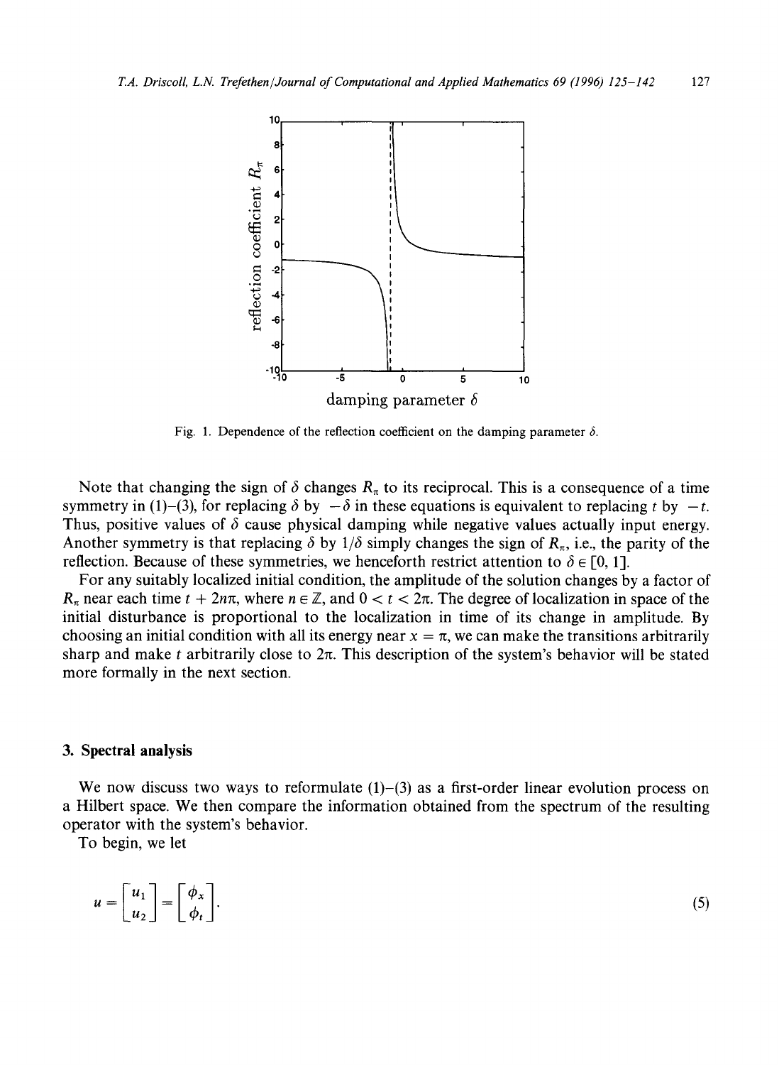Fig. 1. Dependence of the reflection coefficient on the damping parameter $\delta$.

Note that changing the sign of $\delta$ changes $R_\pi$ to its reciprocal. This is a consequence of a time symmetry in (1)–(3), for replacing $\delta$ by $-\delta$ in these equations is equivalent to replacing $t$ by $-t$. Thus, positive values of $\delta$ cause physical damping while negative values actually input energy. Another symmetry is that replacing $\delta$ by $1/\delta$ simply changes the sign of $R_\pi$, i.e., the parity of the reflection. Because of these symmetries, we henceforth restrict attention to $\delta \in [0, 1]$.

For any suitably localized initial condition, the amplitude of the solution changes by a factor of $R_\pi$ near each time $t + 2n\pi$, where $n \in \mathbb{Z}$, and $0 < t < 2\pi$. The degree of localization in space of the initial disturbance is proportional to the localization in time of its change in amplitude. By choosing an initial condition with all its energy near $x = \pi$, we can make the transitions arbitrarily sharp and make $t$ arbitrarily close to $2\pi$. This description of the system's behavior will be stated more formally in the next section.

## 3. Spectral analysis

We now discuss two ways to reformulate (1)–(3) as a first-order linear evolution process on a Hilbert space. We then compare the information obtained from the spectrum of the resulting operator with the system's behavior.

To begin, we let

$$u = \begin{bmatrix} u_1 \\ u_2 \end{bmatrix} = \begin{bmatrix} \phi_x \\ \phi_t \end{bmatrix}. \tag{5}$$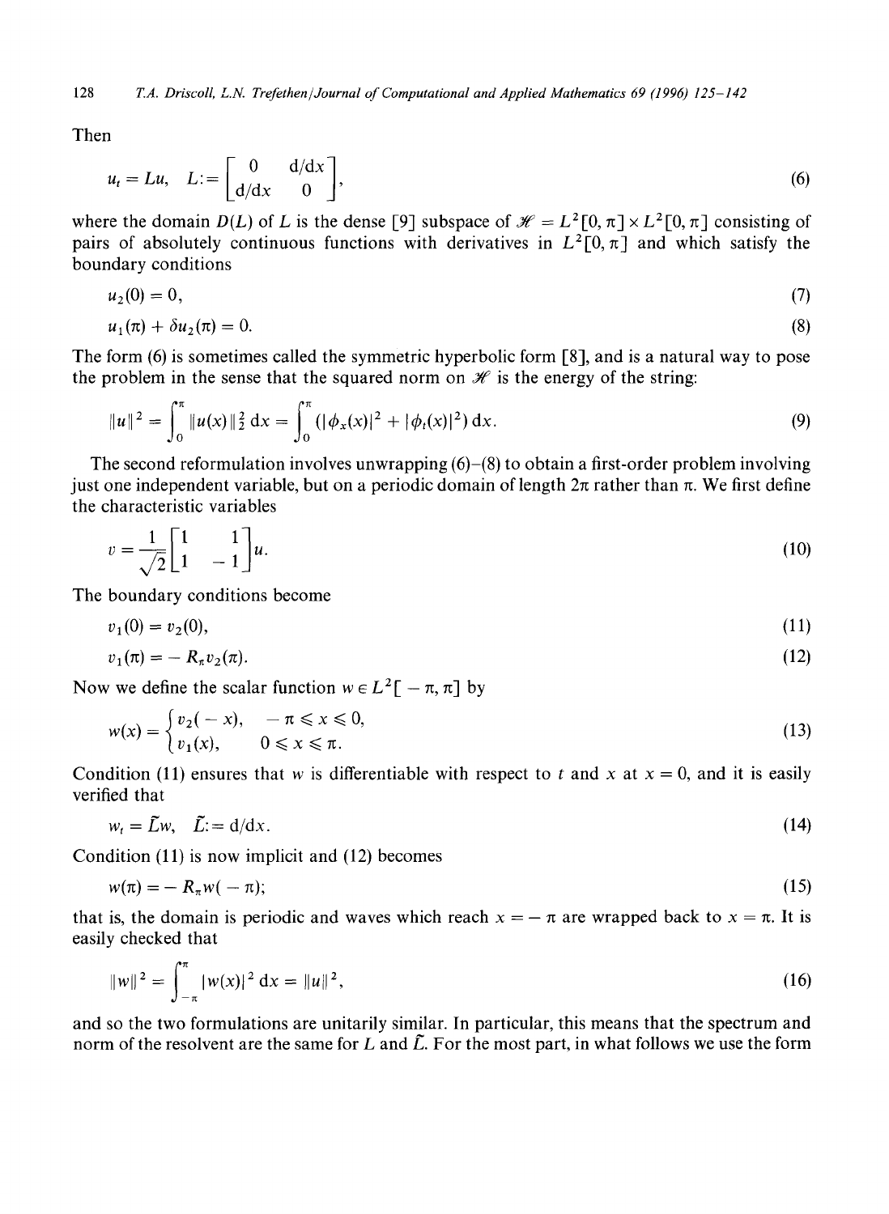Then

$$u_t = Lu, \quad L := \begin{bmatrix} 0 & \mathrm{d}/\mathrm{d}x \\ \mathrm{d}/\mathrm{d}x & 0 \end{bmatrix}, \tag{6}$$

where the domain $D(L)$ of $L$ is the dense [9] subspace of $\mathscr{H} = L^2[0, \pi] \times L^2[0, \pi]$ consisting of pairs of absolutely continuous functions with derivatives in $L^2[0, \pi]$ and which satisfy the boundary conditions

$$u_2(0) = 0, \tag{7}$$

$$u_1(\pi) + \delta u_2(\pi) = 0. \tag{8}$$

The form (6) is sometimes called the symmetric hyperbolic form [8], and is a natural way to pose the problem in the sense that the squared norm on $\mathscr{H}$ is the energy of the string:

$$\|u\|^2 = \int_0^\pi \|u(x)\|_2^2 \, \mathrm{d}x = \int_0^\pi (|\phi_x(x)|^2 + |\phi_t(x)|^2) \, \mathrm{d}x. \tag{9}$$

The second reformulation involves unwrapping (6)–(8) to obtain a first-order problem involving just one independent variable, but on a periodic domain of length $2\pi$ rather than $\pi$. We first define the characteristic variables

$$v = \frac{1}{\sqrt{2}} \begin{bmatrix} 1 & 1 \\ 1 & -1 \end{bmatrix} u. \tag{10}$$

The boundary conditions become

$$v_1(0) = v_2(0), \tag{11}$$

$$v_1(\pi) = -R_\pi v_2(\pi). \tag{12}$$

Now we define the scalar function $w \in L^2[-\pi, \pi]$ by

$$w(x) = \begin{cases} v_2(-x), & -\pi \leqslant x \leqslant 0, \\ v_1(x), & 0 \leqslant x \leqslant \pi. \end{cases} \tag{13}$$

Condition (11) ensures that $w$ is differentiable with respect to $t$ and $x$ at $x = 0$, and it is easily verified that

$$w_t = \tilde{L} w, \quad \tilde{L} := \mathrm{d}/\mathrm{d}x. \tag{14}$$

Condition (11) is now implicit and (12) becomes

$$w(\pi) = -R_\pi w(-\pi); \tag{15}$$

that is, the domain is periodic and waves which reach $x = -\pi$ are wrapped back to $x = \pi$. It is easily checked that

$$\|w\|^2 = \int_{-\pi}^{\pi} |w(x)|^2 \, \mathrm{d}x = \|u\|^2, \tag{16}$$

and so the two formulations are unitarily similar. In particular, this means that the spectrum and norm of the resolvent are the same for $L$ and $\tilde{L}$. For the most part, in what follows we use the form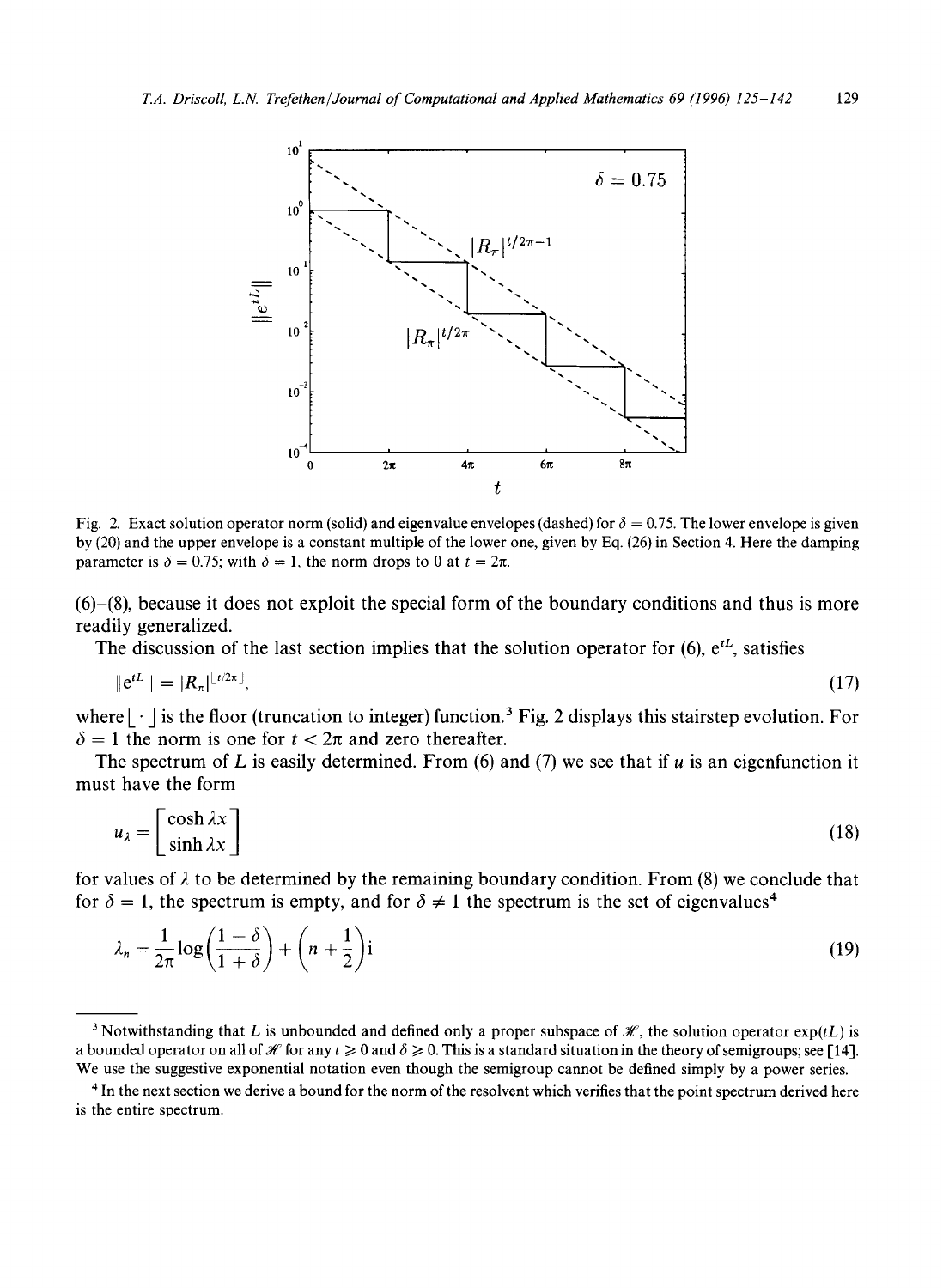Fig. 2. Exact solution operator norm (solid) and eigenvalue envelopes (dashed) for $\delta = 0.75$. The lower envelope is given by (20) and the upper envelope is a constant multiple of the lower one, given by Eq. (26) in Section 4. Here the damping parameter is $\delta = 0.75$; with $\delta = 1$, the norm drops to 0 at $t = 2\pi$.

(6)–(8), because it does not exploit the special form of the boundary conditions and thus is more readily generalized.

The discussion of the last section implies that the solution operator for (6), $e^{tL}$, satisfies

$$\|e^{tL}\| = |R_\pi|^{\lfloor t/2\pi \rfloor}, \tag{17}$$

where $\lfloor \cdot \rfloor$ is the floor (truncation to integer) function.[3] Fig. 2 displays this stairstep evolution. For $\delta = 1$ the norm is one for $t < 2\pi$ and zero thereafter.

The spectrum of $L$ is easily determined. From (6) and (7) we see that if $u$ is an eigenfunction it must have the form

$$u_\lambda = \begin{bmatrix} \cosh \lambda x \\ \sinh \lambda x \end{bmatrix} \tag{18}$$

for values of $\lambda$ to be determined by the remaining boundary condition. From (8) we conclude that for $\delta = 1$, the spectrum is empty, and for $\delta \neq 1$ the spectrum is the set of eigenvalues[4]

$$\lambda_n = \frac{1}{2\pi} \log\left(\frac{1-\delta}{1+\delta}\right) + \left(n + \frac{1}{2}\right)\mathrm{i} \tag{19}$$

---

[3] Notwithstanding that $L$ is unbounded and defined only a proper subspace of $\mathscr{H}$, the solution operator $\exp(tL)$ is a bounded operator on all of $\mathscr{H}$ for any $t \geq 0$ and $\delta \geq 0$. This is a standard situation in the theory of semigroups; see [14]. We use the suggestive exponential notation even though the semigroup cannot be defined simply by a power series.

[4] In the next section we derive a bound for the norm of the resolvent which verifies that the point spectrum derived here is the entire spectrum.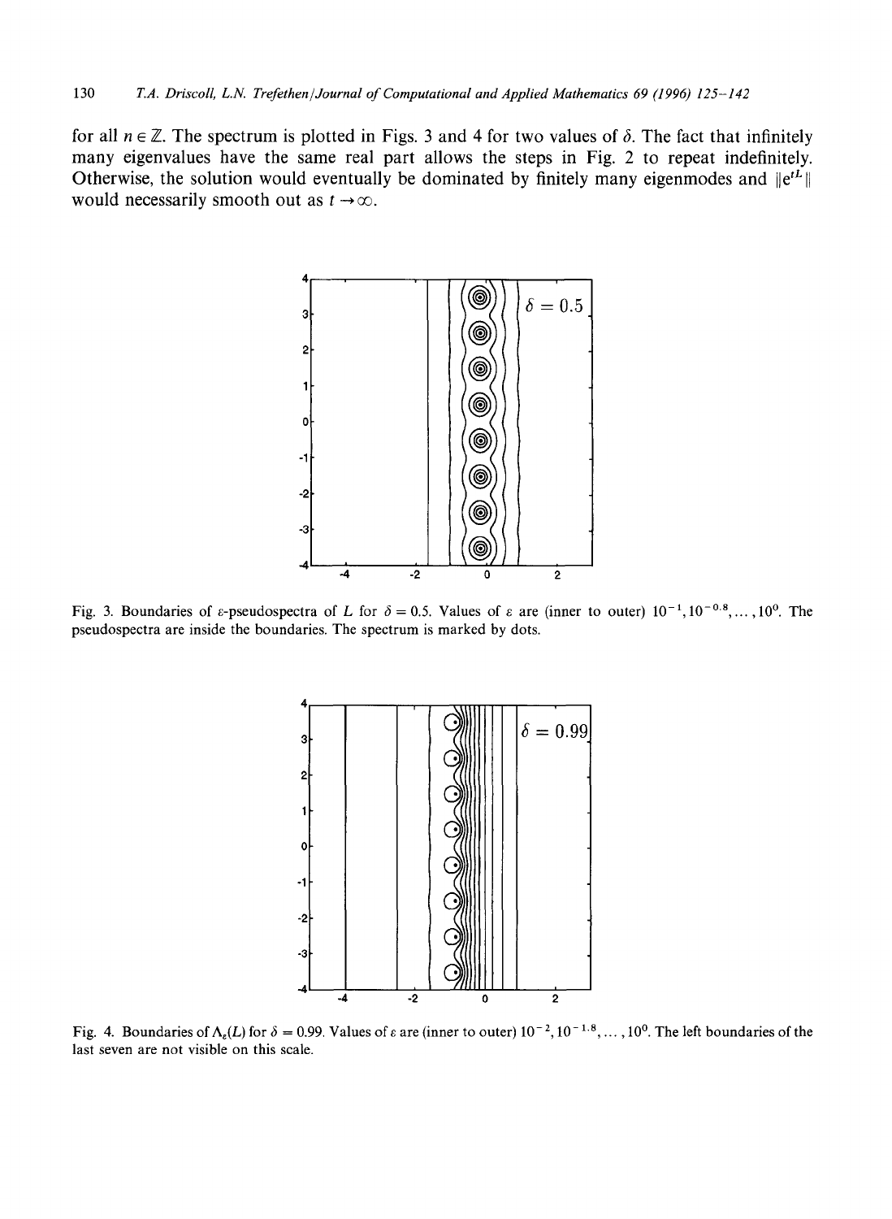for all $n \in \mathbb{Z}$. The spectrum is plotted in Figs. 3 and 4 for two values of $\delta$. The fact that infinitely many eigenvalues have the same real part allows the steps in Fig. 2 to repeat indefinitely. Otherwise, the solution would eventually be dominated by finitely many eigenmodes and $\|e^{tL}\|$ would necessarily smooth out as $t \to \infty$.

Fig. 3. Boundaries of $\varepsilon$-pseudospectra of $L$ for $\delta = 0.5$. Values of $\varepsilon$ are (inner to outer) $10^{-1}, 10^{-0.8}, \ldots, 10^{0}$. The pseudospectra are inside the boundaries. The spectrum is marked by dots.

Fig. 4. Boundaries of $\Lambda_\varepsilon(L)$ for $\delta = 0.99$. Values of $\varepsilon$ are (inner to outer) $10^{-2}, 10^{-1.8}, \ldots, 10^{0}$. The left boundaries of the last seven are not visible on this scale.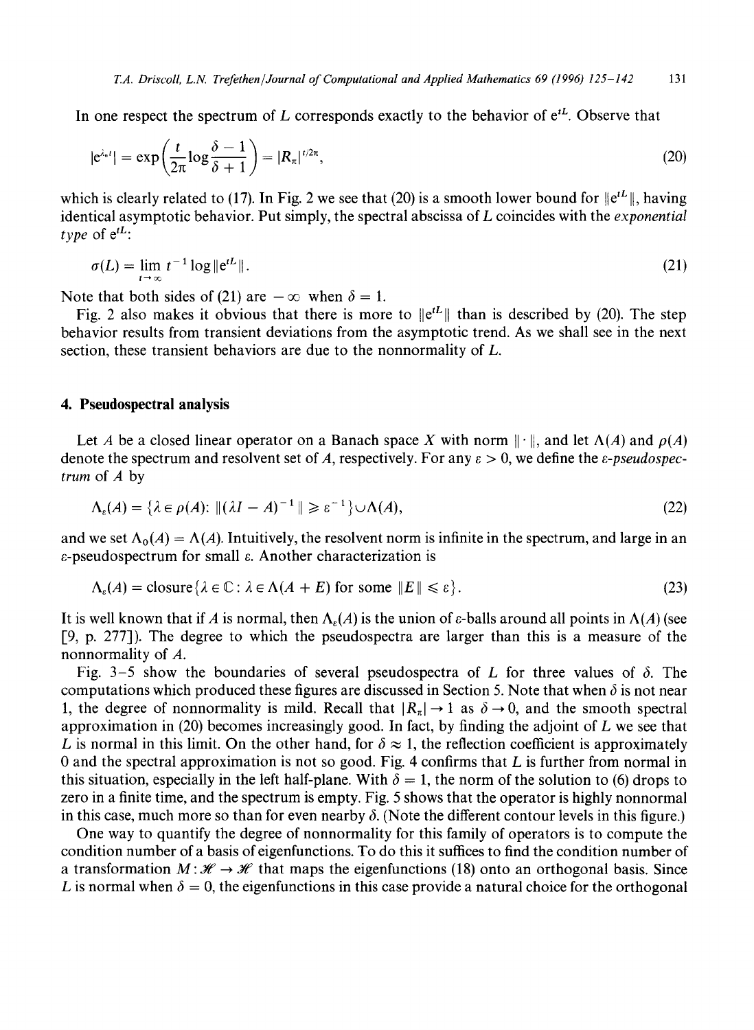In one respect the spectrum of $L$ corresponds exactly to the behavior of $e^{tL}$. Observe that

$$|e^{\lambda_n t}| = \exp\left(\frac{t}{2\pi}\log\frac{\delta-1}{\delta+1}\right) = |R_\pi|^{t/2\pi}, \tag{20}$$

which is clearly related to (17). In Fig. 2 we see that (20) is a smooth lower bound for $\|e^{tL}\|$, having identical asymptotic behavior. Put simply, the spectral abscissa of $L$ coincides with the *exponential type* of $e^{tL}$:

$$\sigma(L) = \lim_{t\to\infty} t^{-1}\log\|e^{tL}\|. \tag{21}$$

Note that both sides of (21) are $-\infty$ when $\delta = 1$.

Fig. 2 also makes it obvious that there is more to $\|e^{tL}\|$ than is described by (20). The step behavior results from transient deviations from the asymptotic trend. As we shall see in the next section, these transient behaviors are due to the nonnormality of $L$.

## 4. Pseudospectral analysis

Let $A$ be a closed linear operator on a Banach space $X$ with norm $\|\cdot\|$, and let $\Lambda(A)$ and $\rho(A)$ denote the spectrum and resolvent set of $A$, respectively. For any $\varepsilon > 0$, we define the *$\varepsilon$-pseudospectrum* of $A$ by

$$\Lambda_\varepsilon(A) = \{\lambda \in \rho(A): \|(\lambda I - A)^{-1}\| \geqslant \varepsilon^{-1}\}\cup\Lambda(A), \tag{22}$$

and we set $\Lambda_0(A) = \Lambda(A)$. Intuitively, the resolvent norm is infinite in the spectrum, and large in an $\varepsilon$-pseudospectrum for small $\varepsilon$. Another characterization is

$$\Lambda_\varepsilon(A) = \text{closure}\{\lambda \in \mathbb{C}: \lambda \in \Lambda(A+E) \text{ for some } \|E\| \leqslant \varepsilon\}. \tag{23}$$

It is well known that if $A$ is normal, then $\Lambda_\varepsilon(A)$ is the union of $\varepsilon$-balls around all points in $\Lambda(A)$ (see [9, p. 277]). The degree to which the pseudospectra are larger than this is a measure of the nonnormality of $A$.

Fig. 3–5 show the boundaries of several pseudospectra of $L$ for three values of $\delta$. The computations which produced these figures are discussed in Section 5. Note that when $\delta$ is not near 1, the degree of nonnormality is mild. Recall that $|R_\pi| \to 1$ as $\delta \to 0$, and the smooth spectral approximation in (20) becomes increasingly good. In fact, by finding the adjoint of $L$ we see that $L$ is normal in this limit. On the other hand, for $\delta \approx 1$, the reflection coefficient is approximately 0 and the spectral approximation is not so good. Fig. 4 confirms that $L$ is further from normal in this situation, especially in the left half-plane. With $\delta = 1$, the norm of the solution to (6) drops to zero in a finite time, and the spectrum is empty. Fig. 5 shows that the operator is highly nonnormal in this case, much more so than for even nearby $\delta$. (Note the different contour levels in this figure.)

One way to quantify the degree of nonnormality for this family of operators is to compute the condition number of a basis of eigenfunctions. To do this it suffices to find the condition number of a transformation $M: \mathscr{H} \to \mathscr{H}$ that maps the eigenfunctions (18) onto an orthogonal basis. Since $L$ is normal when $\delta = 0$, the eigenfunctions in this case provide a natural choice for the orthogonal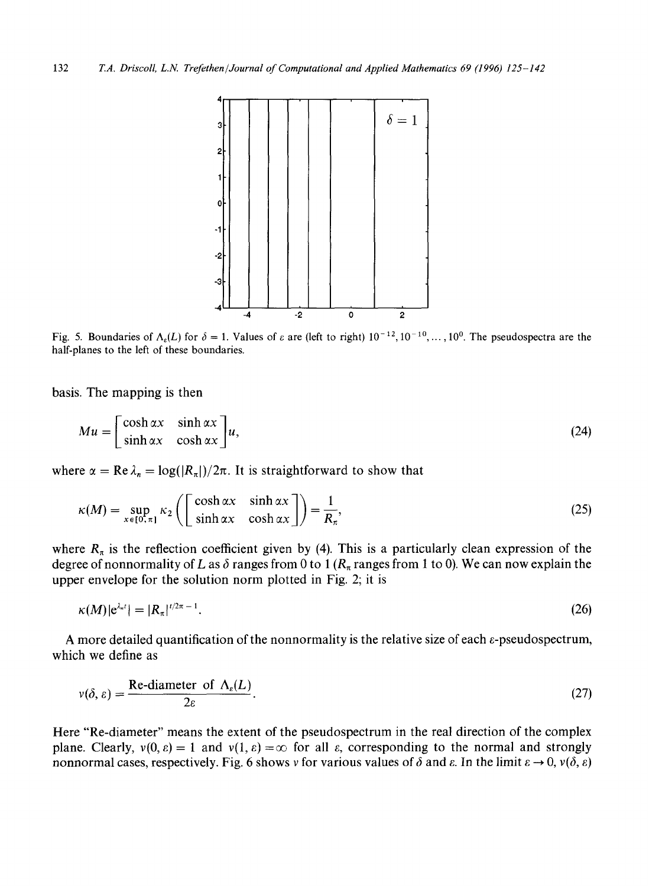Fig. 5. Boundaries of $\Lambda_\varepsilon(L)$ for $\delta = 1$. Values of $\varepsilon$ are (left to right) $10^{-12}, 10^{-10}, \ldots, 10^{0}$. The pseudospectra are the half-planes to the left of these boundaries.

basis. The mapping is then

$$Mu = \begin{bmatrix} \cosh \alpha x & \sinh \alpha x \\ \sinh \alpha x & \cosh \alpha x \end{bmatrix} u, \tag{24}$$

where $\alpha = \operatorname{Re} \lambda_n = \log(|R_\pi|)/2\pi$. It is straightforward to show that

$$\kappa(M) = \sup_{x \in [0,\pi]} \kappa_2 \left( \begin{bmatrix} \cosh \alpha x & \sinh \alpha x \\ \sinh \alpha x & \cosh \alpha x \end{bmatrix} \right) = \frac{1}{R_\pi}, \tag{25}$$

where $R_\pi$ is the reflection coefficient given by (4). This is a particularly clean expression of the degree of nonnormality of $L$ as $\delta$ ranges from 0 to 1 ($R_\pi$ ranges from 1 to 0). We can now explain the upper envelope for the solution norm plotted in Fig. 2; it is

$$\kappa(M)|e^{\lambda_n t}| = |R_\pi|^{t/2\pi - 1}. \tag{26}$$

A more detailed quantification of the nonnormality is the relative size of each $\varepsilon$-pseudospectrum, which we define as

$$\nu(\delta, \varepsilon) = \frac{\text{Re-diameter of } \Lambda_\varepsilon(L)}{2\varepsilon}. \tag{27}$$

Here "Re-diameter" means the extent of the pseudospectrum in the real direction of the complex plane. Clearly, $\nu(0, \varepsilon) = 1$ and $\nu(1, \varepsilon) = \infty$ for all $\varepsilon$, corresponding to the normal and strongly nonnormal cases, respectively. Fig. 6 shows $\nu$ for various values of $\delta$ and $\varepsilon$. In the limit $\varepsilon \to 0$, $\nu(\delta, \varepsilon)$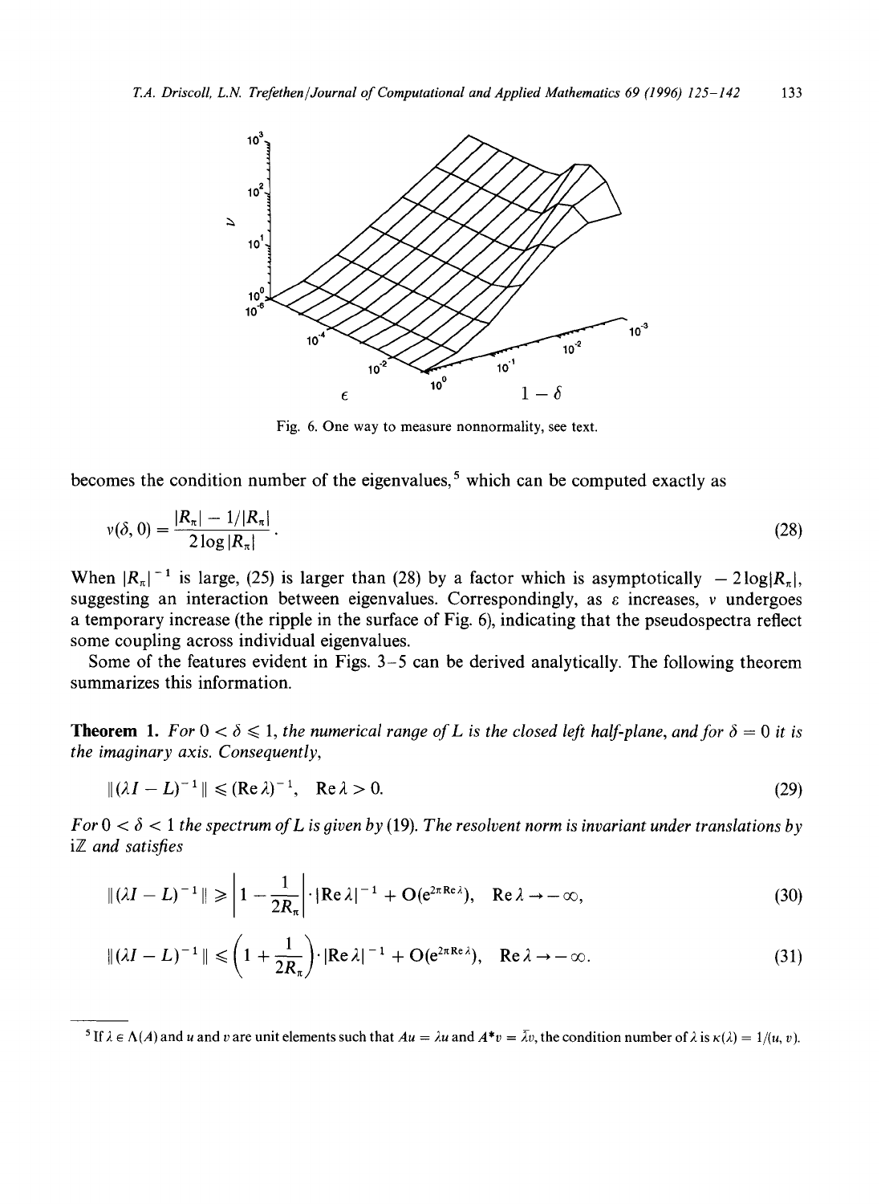Fig. 6. One way to measure nonnormality, see text.

becomes the condition number of the eigenvalues,[5] which can be computed exactly as

$$\nu(\delta, 0) = \frac{|R_\pi| - 1/|R_\pi|}{2\log|R_\pi|}. \tag{28}$$

When $|R_\pi|^{-1}$ is large, (25) is larger than (28) by a factor which is asymptotically $-2\log|R_\pi|$, suggesting an interaction between eigenvalues. Correspondingly, as $\varepsilon$ increases, $\nu$ undergoes a temporary increase (the ripple in the surface of Fig. 6), indicating that the pseudospectra reflect some coupling across individual eigenvalues.

Some of the features evident in Figs. 3–5 can be derived analytically. The following theorem summarizes this information.

**Theorem 1.** *For $0 < \delta \leqslant 1$, the numerical range of $L$ is the closed left half-plane, and for $\delta = 0$ it is the imaginary axis. Consequently,*

$$\|(\lambda I - L)^{-1}\| \leqslant (\operatorname{Re}\lambda)^{-1}, \quad \operatorname{Re}\lambda > 0. \tag{29}$$

*For $0 < \delta < 1$ the spectrum of $L$ is given by (19). The resolvent norm is invariant under translations by $\mathrm{i}\mathbb{Z}$ and satisfies*

$$\|(\lambda I - L)^{-1}\| \geqslant \left|1 - \frac{1}{2R_\pi}\right| \cdot |\operatorname{Re}\lambda|^{-1} + \mathrm{O}(\mathrm{e}^{2\pi \operatorname{Re}\lambda}), \quad \operatorname{Re}\lambda \to -\infty, \tag{30}$$

$$\|(\lambda I - L)^{-1}\| \leqslant \left(1 + \frac{1}{2R_\pi}\right) \cdot |\operatorname{Re}\lambda|^{-1} + \mathrm{O}(\mathrm{e}^{2\pi \operatorname{Re}\lambda}), \quad \operatorname{Re}\lambda \to -\infty. \tag{31}$$

[5] If $\lambda \in \Lambda(A)$ and $u$ and $v$ are unit elements such that $Au = \lambda u$ and $A^*v = \bar{\lambda}v$, the condition number of $\lambda$ is $\kappa(\lambda) = 1/(u, v)$.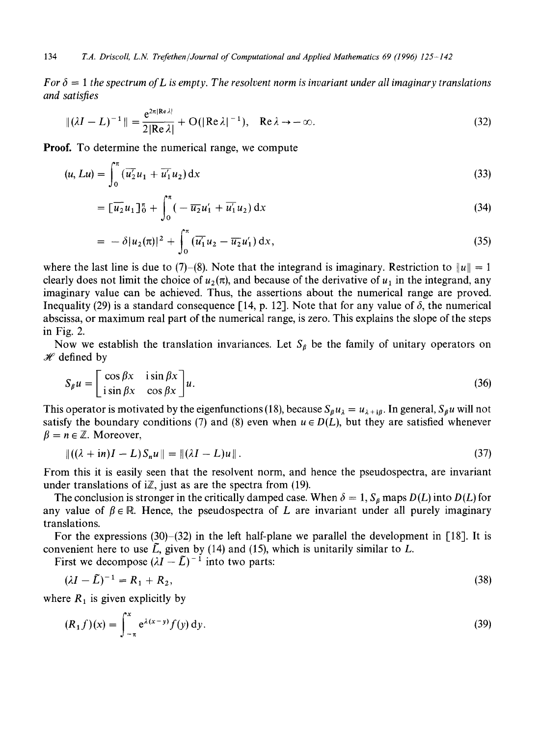*For $\delta = 1$ the spectrum of $L$ is empty. The resolvent norm is invariant under all imaginary translations and satisfies*

$$\|(\lambda I - L)^{-1}\| = \frac{e^{2\pi|\operatorname{Re}\lambda|}}{2|\operatorname{Re}\lambda|} + O(|\operatorname{Re}\lambda|^{-1}), \quad \operatorname{Re}\lambda \to -\infty. \tag{32}$$

**Proof.** To determine the numerical range, we compute

$$(u, Lu) = \int_0^\pi (\overline{u_2'}u_1 + \overline{u_1'}u_2)\,dx \tag{33}$$

$$= [\overline{u_2}u_1]_0^\pi + \int_0^\pi (-\overline{u_2}u_1' + \overline{u_1'}u_2)\,dx \tag{34}$$

$$= -\delta|u_2(\pi)|^2 + \int_0^\pi (\overline{u_1'}u_2 - \overline{u_2}u_1')\,dx, \tag{35}$$

where the last line is due to (7)–(8). Note that the integrand is imaginary. Restriction to $\|u\| = 1$ clearly does not limit the choice of $u_2(\pi)$, and because of the derivative of $u_1$ in the integrand, any imaginary value can be achieved. Thus, the assertions about the numerical range are proved. Inequality (29) is a standard consequence [14, p. 12]. Note that for any value of $\delta$, the numerical abscissa, or maximum real part of the numerical range, is zero. This explains the slope of the steps in Fig. 2.

Now we establish the translation invariances. Let $S_\beta$ be the family of unitary operators on $\mathscr{H}$ defined by

$$S_\beta u = \begin{bmatrix} \cos\beta x & i\sin\beta x \\ i\sin\beta x & \cos\beta x \end{bmatrix} u. \tag{36}$$

This operator is motivated by the eigenfunctions (18), because $S_\beta u_\lambda = u_{\lambda + i\beta}$. In general, $S_\beta u$ will not satisfy the boundary conditions (7) and (8) even when $u \in D(L)$, but they are satisfied whenever $\beta = n \in \mathbb{Z}$. Moreover,

$$\|((\lambda + in)I - L)S_n u\| = \|(\lambda I - L)u\|. \tag{37}$$

From this it is easily seen that the resolvent norm, and hence the pseudospectra, are invariant under translations of $i\mathbb{Z}$, just as are the spectra from (19).

The conclusion is stronger in the critically damped case. When $\delta = 1$, $S_\beta$ maps $D(L)$ into $D(L)$ for any value of $\beta \in \mathbb{R}$. Hence, the pseudospectra of $L$ are invariant under all purely imaginary translations.

For the expressions (30)–(32) in the left half-plane we parallel the development in [18]. It is convenient here to use $\tilde{L}$, given by (14) and (15), which is unitarily similar to $L$.

First we decompose $(\lambda I - \tilde{L})^{-1}$ into two parts:

$$(\lambda I - \tilde{L})^{-1} = R_1 + R_2, \tag{38}$$

where $R_1$ is given explicitly by

$$(R_1 f)(x) = \int_{-\pi}^x e^{\lambda(x-y)} f(y)\,dy. \tag{39}$$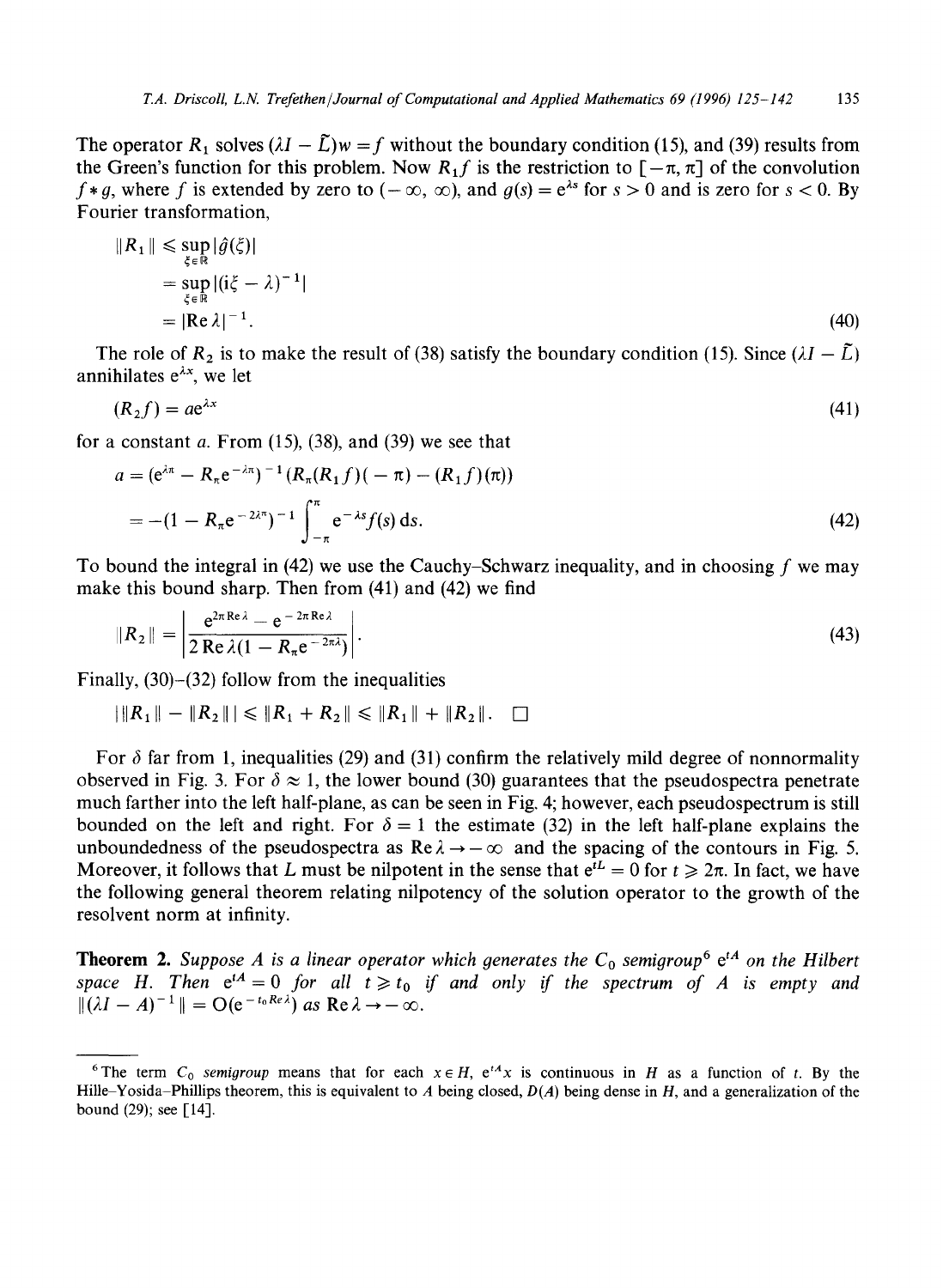The operator $R_1$ solves $(\lambda I - \tilde{L})w = f$ without the boundary condition (15), and (39) results from the Green's function for this problem. Now $R_1 f$ is the restriction to $[-\pi, \pi]$ of the convolution $f * g$, where $f$ is extended by zero to $(-\infty, \infty)$, and $g(s) = \mathrm{e}^{\lambda s}$ for $s > 0$ and is zero for $s < 0$. By Fourier transformation,

$$\begin{aligned} \|R_1\| &\leqslant \sup_{\xi \in \mathbb{R}} |\hat{g}(\xi)| \\ &= \sup_{\xi \in \mathbb{R}} |(\mathrm{i}\xi - \lambda)^{-1}| \\ &= |\operatorname{Re} \lambda|^{-1}. \end{aligned} \tag{40}$$

The role of $R_2$ is to make the result of (38) satisfy the boundary condition (15). Since $(\lambda I - \tilde{L})$ annihilates $\mathrm{e}^{\lambda x}$, we let

$$(R_2 f) = a\mathrm{e}^{\lambda x} \tag{41}$$

for a constant $a$. From (15), (38), and (39) we see that

$$\begin{aligned} a &= (\mathrm{e}^{\lambda\pi} - R_\pi \mathrm{e}^{-\lambda\pi})^{-1}(R_\pi (R_1 f)(-\pi) - (R_1 f)(\pi)) \\ &= -(1 - R_\pi \mathrm{e}^{-2\lambda\pi})^{-1} \int_{-\pi}^{\pi} \mathrm{e}^{-\lambda s} f(s)\, \mathrm{d}s. \end{aligned} \tag{42}$$

To bound the integral in (42) we use the Cauchy–Schwarz inequality, and in choosing $f$ we may make this bound sharp. Then from (41) and (42) we find

$$\|R_2\| = \left| \frac{\mathrm{e}^{2\pi \operatorname{Re}\lambda} - \mathrm{e}^{-2\pi \operatorname{Re}\lambda}}{2\operatorname{Re}\lambda(1 - R_\pi \mathrm{e}^{-2\pi\lambda})} \right|. \tag{43}$$

Finally, (30)–(32) follow from the inequalities

$$|\|R_1\| - \|R_2\|| \leqslant \|R_1 + R_2\| \leqslant \|R_1\| + \|R_2\|. \quad \square$$

For $\delta$ far from 1, inequalities (29) and (31) confirm the relatively mild degree of nonnormality observed in Fig. 3. For $\delta \approx 1$, the lower bound (30) guarantees that the pseudospectra penetrate much farther into the left half-plane, as can be seen in Fig. 4; however, each pseudospectrum is still bounded on the left and right. For $\delta = 1$ the estimate (32) in the left half-plane explains the unboundedness of the pseudospectra as $\operatorname{Re}\lambda \to -\infty$ and the spacing of the contours in Fig. 5. Moreover, it follows that $L$ must be nilpotent in the sense that $\mathrm{e}^{tL} = 0$ for $t \geqslant 2\pi$. In fact, we have the following general theorem relating nilpotency of the solution operator to the growth of the resolvent norm at infinity.

**Theorem 2.** *Suppose $A$ is a linear operator which generates the $C_0$ semigroup[6] $\mathrm{e}^{tA}$ on the Hilbert space $H$. Then $\mathrm{e}^{tA} = 0$ for all $t \geqslant t_0$ if and only if the spectrum of $A$ is empty and $\|(\lambda I - A)^{-1}\| = O(\mathrm{e}^{-t_0 \operatorname{Re}\lambda})$ as $\operatorname{Re}\lambda \to -\infty$.*

---

[6] The term $C_0$ *semigroup* means that for each $x \in H$, $\mathrm{e}^{tA}x$ is continuous in $H$ as a function of $t$. By the Hille–Yosida–Phillips theorem, this is equivalent to $A$ being closed, $D(A)$ being dense in $H$, and a generalization of the bound (29); see [14].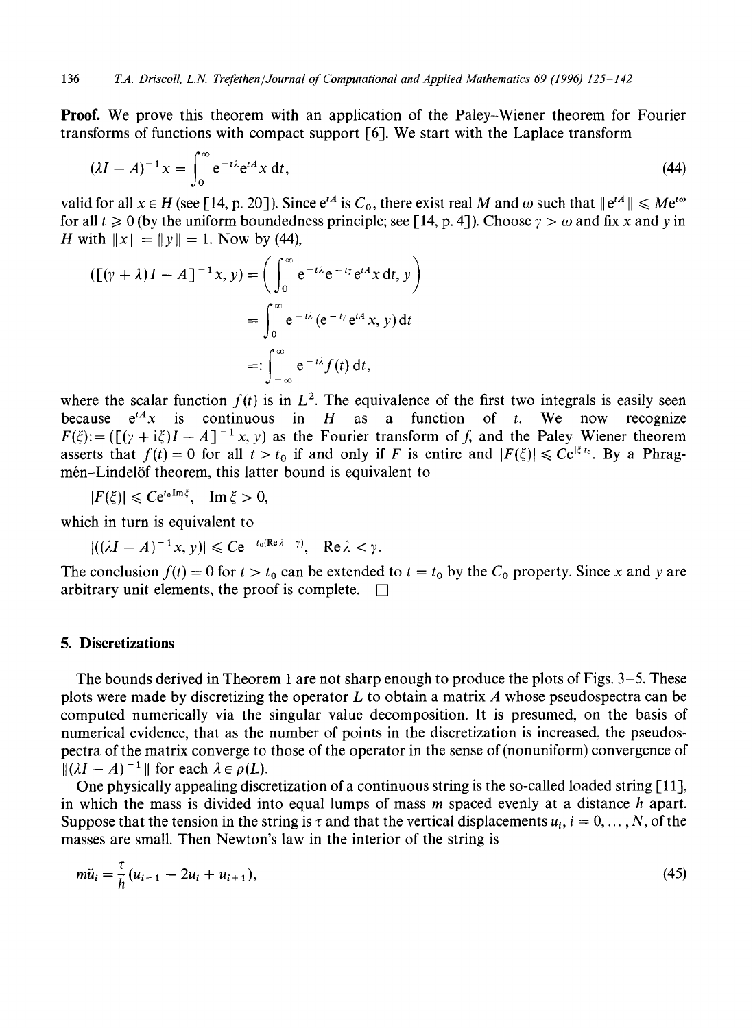**Proof.** We prove this theorem with an application of the Paley–Wiener theorem for Fourier transforms of functions with compact support [6]. We start with the Laplace transform

$$(\lambda I - A)^{-1}x = \int_0^\infty e^{-t\lambda} e^{tA} x \, dt, \tag{44}$$

valid for all $x \in H$ (see [14, p. 20]). Since $e^{tA}$ is $C_0$, there exist real $M$ and $\omega$ such that $\|e^{tA}\| \leqslant Me^{t\omega}$ for all $t \geqslant 0$ (by the uniform boundedness principle; see [14, p. 4]). Choose $\gamma > \omega$ and fix $x$ and $y$ in $H$ with $\|x\| = \|y\| = 1$. Now by (44),

$$\begin{aligned}
([(\gamma + \lambda)I - A]^{-1}x, y) &= \left( \int_0^\infty e^{-t\lambda} e^{-t\gamma} e^{tA} x \, dt, y \right) \\
&= \int_0^\infty e^{-t\lambda} (e^{-t\gamma} e^{tA} x, y) \, dt \\
&=: \int_{-\infty}^\infty e^{-t\lambda} f(t) \, dt,
\end{aligned}$$

where the scalar function $f(t)$ is in $L^2$. The equivalence of the first two integrals is easily seen because $e^{tA}x$ is continuous in $H$ as a function of $t$. We now recognize $F(\xi) := ([(\gamma + i\xi)I - A]^{-1}x, y)$ as the Fourier transform of $f$, and the Paley–Wiener theorem asserts that $f(t) = 0$ for all $t > t_0$ if and only if $F$ is entire and $|F(\xi)| \leqslant Ce^{|\xi|t_0}$. By a Phragmén–Lindelöf theorem, this latter bound is equivalent to

$$|F(\xi)| \leqslant Ce^{t_0 \operatorname{Im} \xi}, \quad \operatorname{Im} \xi > 0,$$

which in turn is equivalent to

$$|((\lambda I - A)^{-1}x, y)| \leqslant Ce^{-t_0(\operatorname{Re}\lambda - \gamma)}, \quad \operatorname{Re}\lambda < \gamma.$$

The conclusion $f(t) = 0$ for $t > t_0$ can be extended to $t = t_0$ by the $C_0$ property. Since $x$ and $y$ are arbitrary unit elements, the proof is complete. $\square$

## 5. Discretizations

The bounds derived in Theorem 1 are not sharp enough to produce the plots of Figs. 3–5. These plots were made by discretizing the operator $L$ to obtain a matrix $A$ whose pseudospectra can be computed numerically via the singular value decomposition. It is presumed, on the basis of numerical evidence, that as the number of points in the discretization is increased, the pseudospectra of the matrix converge to those of the operator in the sense of (nonuniform) convergence of $\|(\lambda I - A)^{-1}\|$ for each $\lambda \in \rho(L)$.

One physically appealing discretization of a continuous string is the so-called loaded string [11], in which the mass is divided into equal lumps of mass $m$ spaced evenly at a distance $h$ apart. Suppose that the tension in the string is $\tau$ and that the vertical displacements $u_i$, $i = 0, \ldots, N$, of the masses are small. Then Newton's law in the interior of the string is

$$m\ddot{u}_i = \frac{\tau}{h}(u_{i-1} - 2u_i + u_{i+1}), \tag{45}$$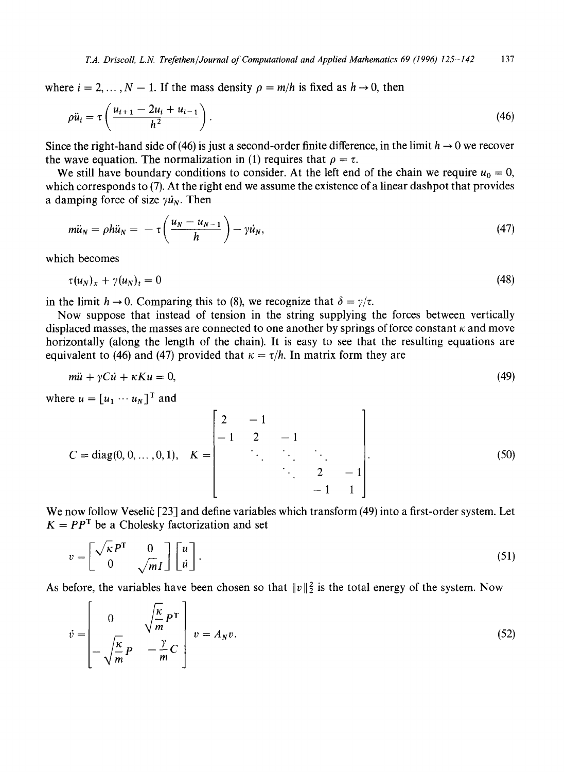where $i = 2, \ldots, N-1$. If the mass density $\rho = m/h$ is fixed as $h \to 0$, then

$$\rho \ddot{u}_i = \tau \left( \frac{u_{i+1} - 2u_i + u_{i-1}}{h^2} \right). \tag{46}$$

Since the right-hand side of (46) is just a second-order finite difference, in the limit $h \to 0$ we recover the wave equation. The normalization in (1) requires that $\rho = \tau$.

We still have boundary conditions to consider. At the left end of the chain we require $u_0 = 0$, which corresponds to (7). At the right end we assume the existence of a linear dashpot that provides a damping force of size $\gamma \dot{u}_N$. Then

$$m\ddot{u}_N = \rho h \ddot{u}_N = -\tau \left( \frac{u_N - u_{N-1}}{h} \right) - \gamma \dot{u}_N, \tag{47}$$

which becomes

$$\tau (u_N)_x + \gamma (u_N)_t = 0 \tag{48}$$

in the limit $h \to 0$. Comparing this to (8), we recognize that $\delta = \gamma / \tau$.

Now suppose that instead of tension in the string supplying the forces between vertically displaced masses, the masses are connected to one another by springs of force constant $\kappa$ and move horizontally (along the length of the chain). It is easy to see that the resulting equations are equivalent to (46) and (47) provided that $\kappa = \tau / h$. In matrix form they are

$$m\ddot{u} + \gamma C \dot{u} + \kappa K u = 0, \tag{49}$$

where $u = [u_1 \cdots u_N]^{\mathrm{T}}$ and

$$C = \operatorname{diag}(0, 0, \ldots, 0, 1), \quad K = \begin{bmatrix} 2 & -1 & & & \\ -1 & 2 & -1 & & \\ & \ddots & \ddots & \ddots & \\ & & \ddots & 2 & -1 \\ & & & -1 & 1 \end{bmatrix}. \tag{50}$$

We now follow Veselić [23] and define variables which transform (49) into a first-order system. Let $K = PP^{\mathrm{T}}$ be a Cholesky factorization and set

$$v = \begin{bmatrix} \sqrt{\kappa} P^{\mathrm{T}} & 0 \\ 0 & \sqrt{m} I \end{bmatrix} \begin{bmatrix} u \\ \dot{u} \end{bmatrix}. \tag{51}$$

As before, the variables have been chosen so that $\|v\|_2^2$ is the total energy of the system. Now

$$\dot{v} = \begin{bmatrix} 0 & \sqrt{\dfrac{\kappa}{m}} P^{\mathrm{T}} \\ -\sqrt{\dfrac{\kappa}{m}} P & -\dfrac{\gamma}{m} C \end{bmatrix} v = A_N v. \tag{52}$$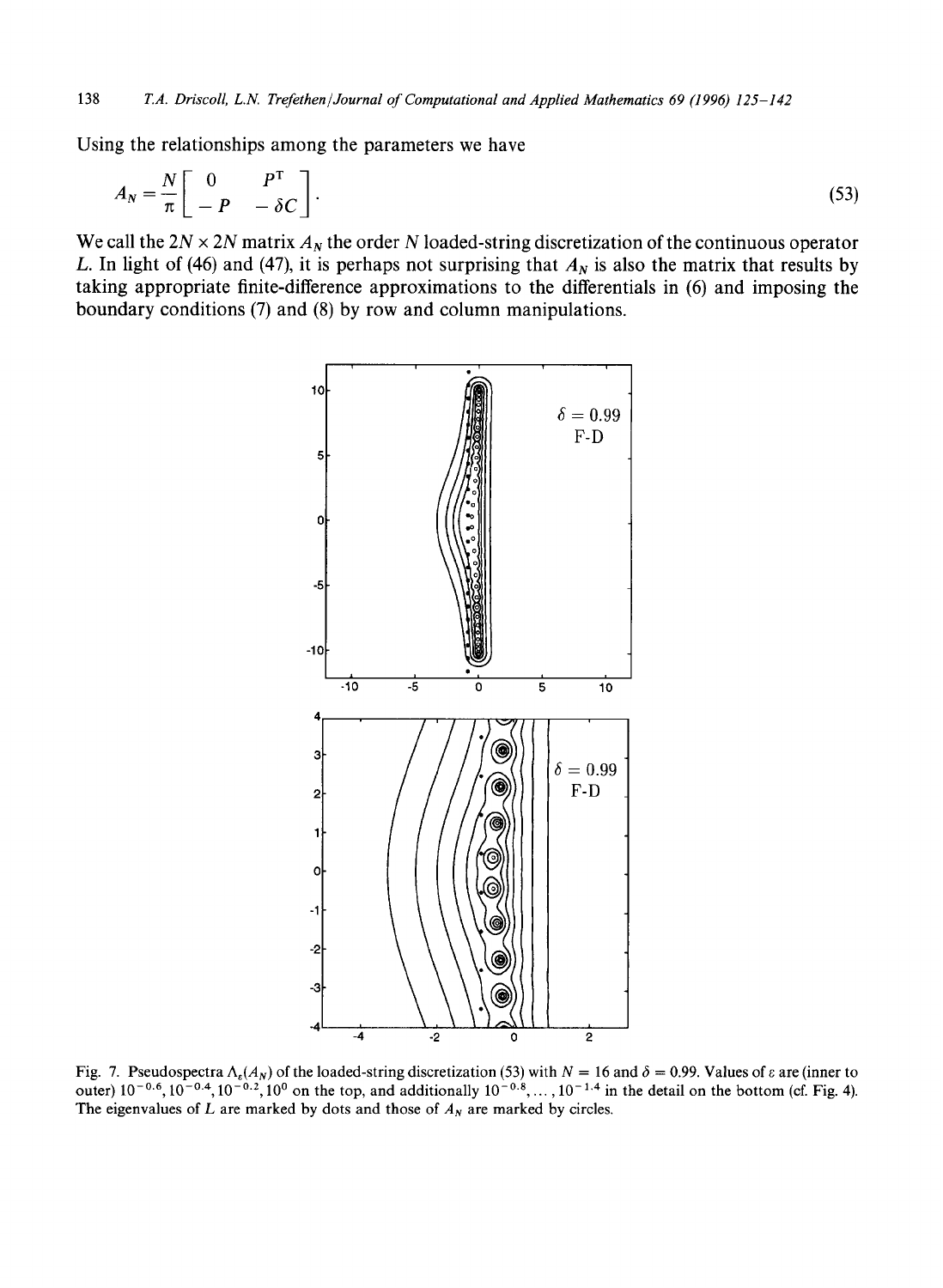Using the relationships among the parameters we have

$$A_N = \frac{N}{\pi}\begin{bmatrix} 0 & P^{\mathrm{T}} \\ -P & -\delta C \end{bmatrix}. \tag{53}$$

We call the $2N \times 2N$ matrix $A_N$ the order $N$ loaded-string discretization of the continuous operator $L$. In light of (46) and (47), it is perhaps not surprising that $A_N$ is also the matrix that results by taking appropriate finite-difference approximations to the differentials in (6) and imposing the boundary conditions (7) and (8) by row and column manipulations.

Fig. 7. Pseudospectra $\Lambda_\varepsilon(A_N)$ of the loaded-string discretization (53) with $N = 16$ and $\delta = 0.99$. Values of $\varepsilon$ are (inner to outer) $10^{-0.6}, 10^{-0.4}, 10^{-0.2}, 10^{0}$ on the top, and additionally $10^{-0.8}, \ldots, 10^{-1.4}$ in the detail on the bottom (cf. Fig. 4). The eigenvalues of $L$ are marked by dots and those of $A_N$ are marked by circles.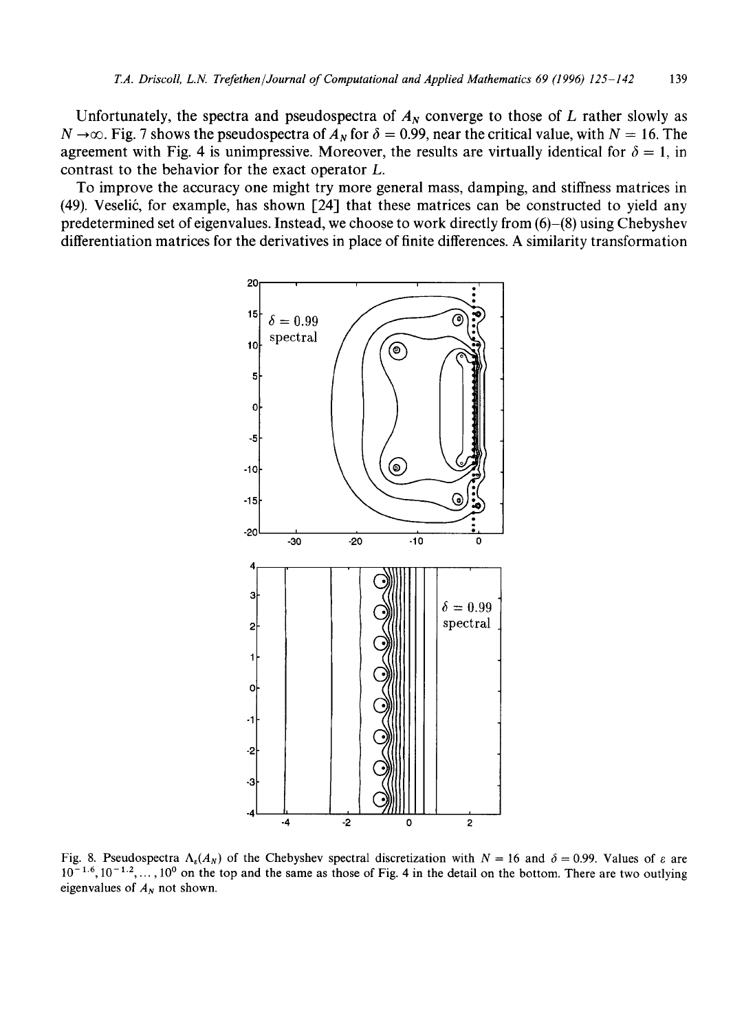Unfortunately, the spectra and pseudospectra of $A_N$ converge to those of $L$ rather slowly as $N \to \infty$. Fig. 7 shows the pseudospectra of $A_N$ for $\delta = 0.99$, near the critical value, with $N = 16$. The agreement with Fig. 4 is unimpressive. Moreover, the results are virtually identical for $\delta = 1$, in contrast to the behavior for the exact operator $L$.

To improve the accuracy one might try more general mass, damping, and stiffness matrices in (49). Veselić, for example, has shown [24] that these matrices can be constructed to yield any predetermined set of eigenvalues. Instead, we choose to work directly from (6)–(8) using Chebyshev differentiation matrices for the derivatives in place of finite differences. A similarity transformation

Fig. 8. Pseudospectra $\Lambda_\varepsilon(A_N)$ of the Chebyshev spectral discretization with $N = 16$ and $\delta = 0.99$. Values of $\varepsilon$ are $10^{-1.6}, 10^{-1.2}, \ldots, 10^0$ on the top and the same as those of Fig. 4 in the detail on the bottom. There are two outlying eigenvalues of $A_N$ not shown.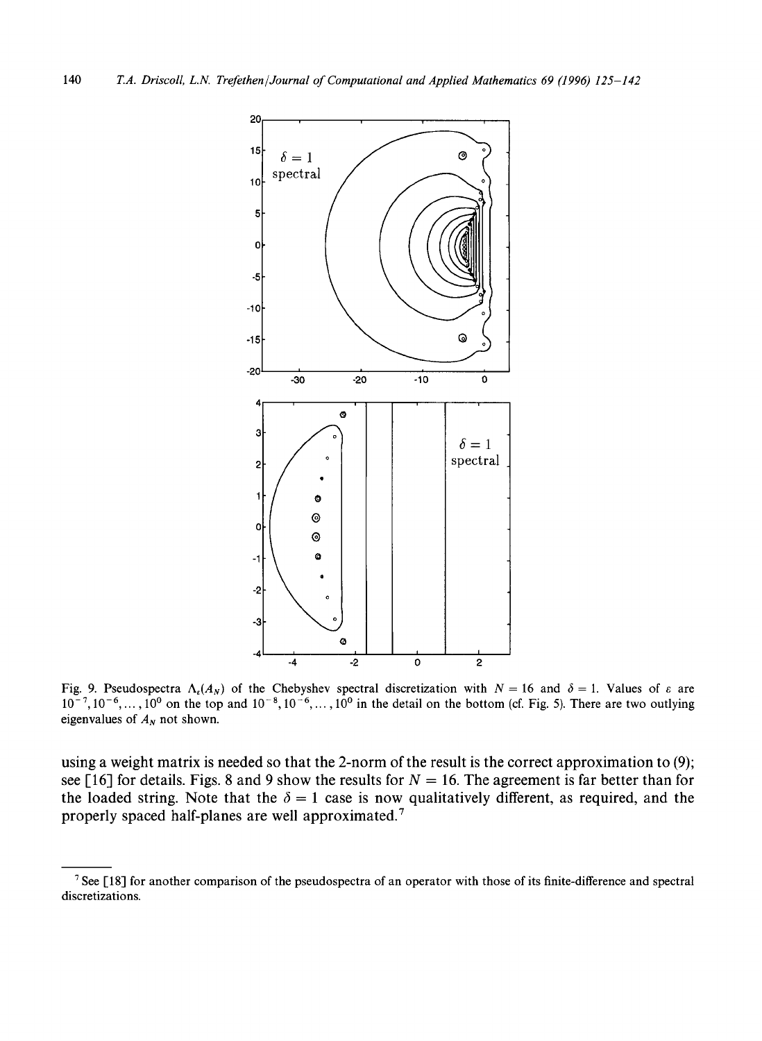Fig. 9. Pseudospectra $\Lambda_\varepsilon(A_N)$ of the Chebyshev spectral discretization with $N = 16$ and $\delta = 1$. Values of $\varepsilon$ are $10^{-7}, 10^{-6}, \ldots, 10^{0}$ on the top and $10^{-8}, 10^{-6}, \ldots, 10^{0}$ in the detail on the bottom (cf. Fig. 5). There are two outlying eigenvalues of $A_N$ not shown.

using a weight matrix is needed so that the 2-norm of the result is the correct approximation to (9); see [16] for details. Figs. 8 and 9 show the results for $N = 16$. The agreement is far better than for the loaded string. Note that the $\delta = 1$ case is now qualitatively different, as required, and the properly spaced half-planes are well approximated.[7]

---

[7] See [18] for another comparison of the pseudospectra of an operator with those of its finite-difference and spectral discretizations.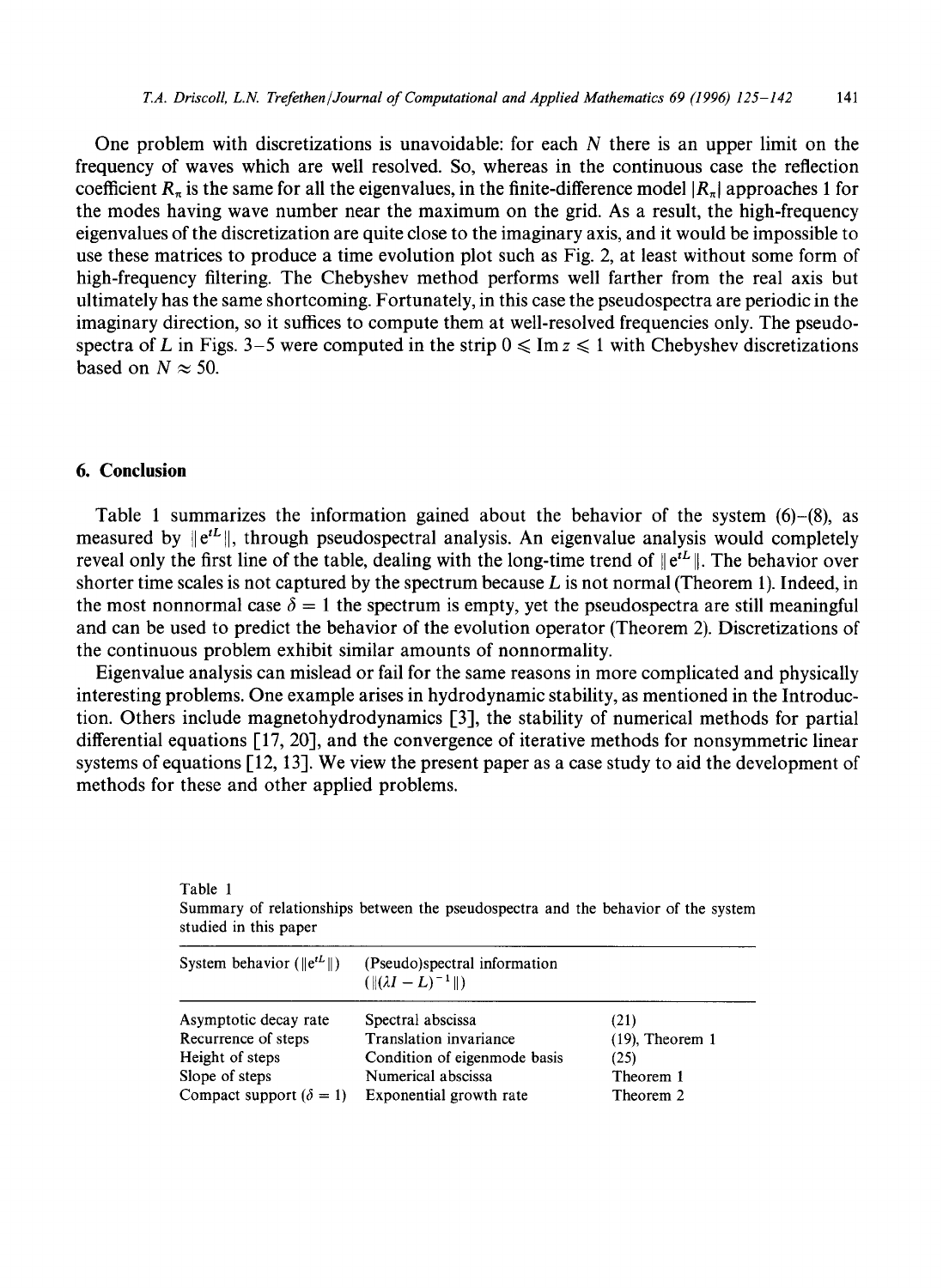One problem with discretizations is unavoidable: for each $N$ there is an upper limit on the frequency of waves which are well resolved. So, whereas in the continuous case the reflection coefficient $R_\pi$ is the same for all the eigenvalues, in the finite-difference model $|R_\pi|$ approaches 1 for the modes having wave number near the maximum on the grid. As a result, the high-frequency eigenvalues of the discretization are quite close to the imaginary axis, and it would be impossible to use these matrices to produce a time evolution plot such as Fig. 2, at least without some form of high-frequency filtering. The Chebyshev method performs well farther from the real axis but ultimately has the same shortcoming. Fortunately, in this case the pseudospectra are periodic in the imaginary direction, so it suffices to compute them at well-resolved frequencies only. The pseudospectra of $L$ in Figs. 3–5 were computed in the strip $0 \leqslant \operatorname{Im} z \leqslant 1$ with Chebyshev discretizations based on $N \approx 50$.

## 6. Conclusion

Table 1 summarizes the information gained about the behavior of the system (6)–(8), as measured by $\|e^{tL}\|$, through pseudospectral analysis. An eigenvalue analysis would completely reveal only the first line of the table, dealing with the long-time trend of $\|e^{tL}\|$. The behavior over shorter time scales is not captured by the spectrum because $L$ is not normal (Theorem 1). Indeed, in the most nonnormal case $\delta = 1$ the spectrum is empty, yet the pseudospectra are still meaningful and can be used to predict the behavior of the evolution operator (Theorem 2). Discretizations of the continuous problem exhibit similar amounts of nonnormality.

Eigenvalue analysis can mislead or fail for the same reasons in more complicated and physically interesting problems. One example arises in hydrodynamic stability, as mentioned in the Introduction. Others include magnetohydrodynamics [3], the stability of numerical methods for partial differential equations [17, 20], and the convergence of iterative methods for nonsymmetric linear systems of equations [12, 13]. We view the present paper as a case study to aid the development of methods for these and other applied problems.

Table 1
Summary of relationships between the pseudospectra and the behavior of the system studied in this paper

| System behavior ($\|e^{tL}\|$) | (Pseudo)spectral information ($\|(\lambda I - L)^{-1}\|$) | |
|---|---|---|
| Asymptotic decay rate | Spectral abscissa | (21) |
| Recurrence of steps | Translation invariance | (19), Theorem 1 |
| Height of steps | Condition of eigenmode basis | (25) |
| Slope of steps | Numerical abscissa | Theorem 1 |
| Compact support ($\delta = 1$) | Exponential growth rate | Theorem 2 |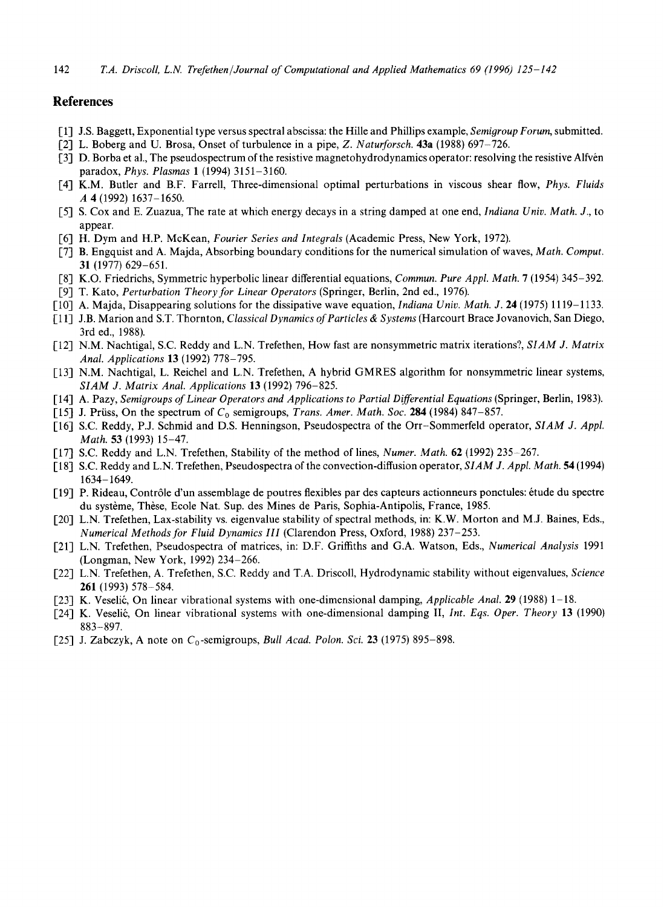## References

[1] J.S. Baggett, Exponential type versus spectral abscissa: the Hille and Phillips example, *Semigroup Forum*, submitted.

[2] L. Boberg and U. Brosa, Onset of turbulence in a pipe, *Z. Naturforsch.* **43a** (1988) 697–726.

[3] D. Borba et al., The pseudospectrum of the resistive magnetohydrodynamics operator: resolving the resistive Alfvén paradox, *Phys. Plasmas* **1** (1994) 3151–3160.

[4] K.M. Butler and B.F. Farrell, Three-dimensional optimal perturbations in viscous shear flow, *Phys. Fluids A* **4** (1992) 1637–1650.

[5] S. Cox and E. Zuazua, The rate at which energy decays in a string damped at one end, *Indiana Univ. Math. J.*, to appear.

[6] H. Dym and H.P. McKean, *Fourier Series and Integrals* (Academic Press, New York, 1972).

[7] B. Engquist and A. Majda, Absorbing boundary conditions for the numerical simulation of waves, *Math. Comput.* **31** (1977) 629–651.

[8] K.O. Friedrichs, Symmetric hyperbolic linear differential equations, *Commun. Pure Appl. Math.* **7** (1954) 345–392.

[9] T. Kato, *Perturbation Theory for Linear Operators* (Springer, Berlin, 2nd ed., 1976).

[10] A. Majda, Disappearing solutions for the dissipative wave equation, *Indiana Univ. Math. J.* **24** (1975) 1119–1133.

[11] J.B. Marion and S.T. Thornton, *Classical Dynamics of Particles & Systems* (Harcourt Brace Jovanovich, San Diego, 3rd ed., 1988).

[12] N.M. Nachtigal, S.C. Reddy and L.N. Trefethen, How fast are nonsymmetric matrix iterations?, *SIAM J. Matrix Anal. Applications* **13** (1992) 778–795.

[13] N.M. Nachtigal, L. Reichel and L.N. Trefethen, A hybrid GMRES algorithm for nonsymmetric linear systems, *SIAM J. Matrix Anal. Applications* **13** (1992) 796–825.

[14] A. Pazy, *Semigroups of Linear Operators and Applications to Partial Differential Equations* (Springer, Berlin, 1983).

[15] J. Prüss, On the spectrum of $C_0$ semigroups, *Trans. Amer. Math. Soc.* **284** (1984) 847–857.

[16] S.C. Reddy, P.J. Schmid and D.S. Henningson, Pseudospectra of the Orr–Sommerfeld operator, *SIAM J. Appl. Math.* **53** (1993) 15–47.

[17] S.C. Reddy and L.N. Trefethen, Stability of the method of lines, *Numer. Math.* **62** (1992) 235–267.

[18] S.C. Reddy and L.N. Trefethen, Pseudospectra of the convection-diffusion operator, *SIAM J. Appl. Math.* **54** (1994) 1634–1649.

[19] P. Rideau, Contrôle d'un assemblage de poutres flexibles par des capteurs actionneurs ponctules: étude du spectre du système, Thèse, Ecole Nat. Sup. des Mines de Paris, Sophia-Antipolis, France, 1985.

[20] L.N. Trefethen, Lax-stability vs. eigenvalue stability of spectral methods, in: K.W. Morton and M.J. Baines, Eds., *Numerical Methods for Fluid Dynamics III* (Clarendon Press, Oxford, 1988) 237–253.

[21] L.N. Trefethen, Pseudospectra of matrices, in: D.F. Griffiths and G.A. Watson, Eds., *Numerical Analysis* 1991 (Longman, New York, 1992) 234–266.

[22] L.N. Trefethen, A. Trefethen, S.C. Reddy and T.A. Driscoll, Hydrodynamic stability without eigenvalues, *Science* **261** (1993) 578–584.

[23] K. Veselić, On linear vibrational systems with one-dimensional damping, *Applicable Anal.* **29** (1988) 1–18.

[24] K. Veselić, On linear vibrational systems with one-dimensional damping II, *Int. Eqs. Oper. Theory* **13** (1990) 883–897.

[25] J. Zabczyk, A note on $C_0$-semigroups, *Bull Acad. Polon. Sci.* **23** (1975) 895–898.